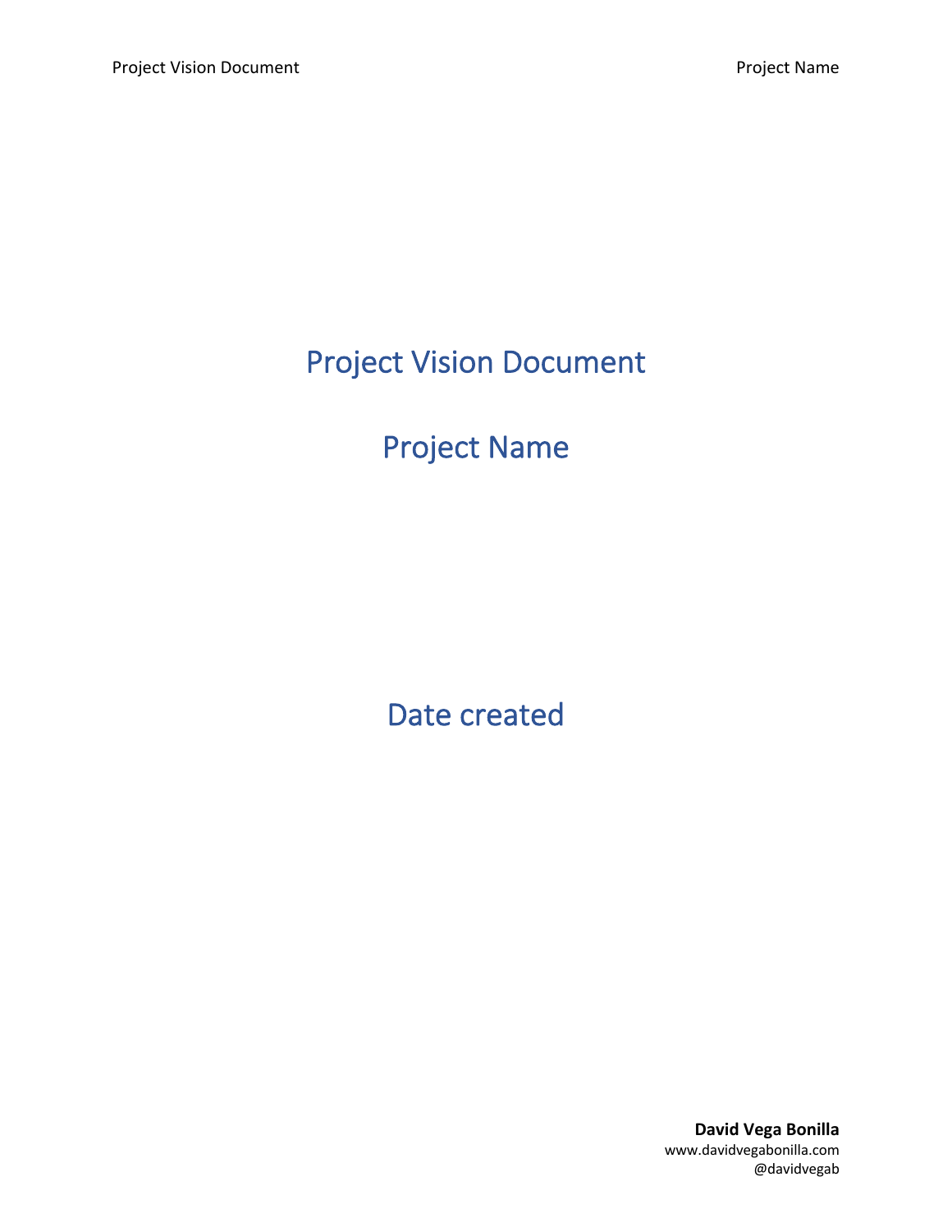# Project Vision Document

# Project Name

# Date created

**David Vega Bonilla**
www.davidvegabonilla.com
@davidvegab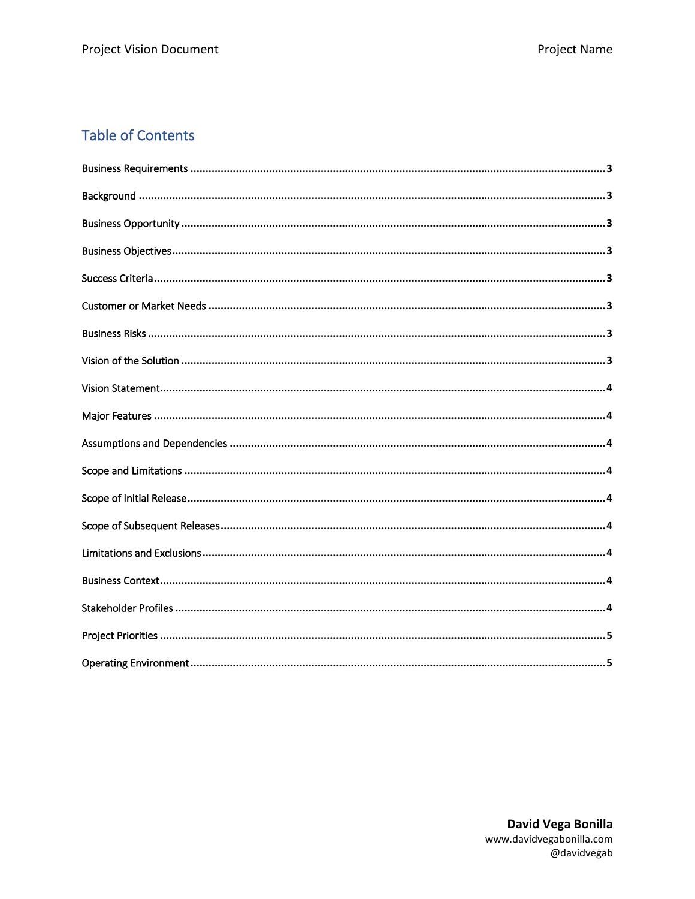## Table of Contents

Business Requirements .......... 3

Background .......... 3

Business Opportunity .......... 3

Business Objectives .......... 3

Success Criteria .......... 3

Customer or Market Needs .......... 3

Business Risks .......... 3

Vision of the Solution .......... 3

Vision Statement .......... 4

Major Features .......... 4

Assumptions and Dependencies .......... 4

Scope and Limitations .......... 4

Scope of Initial Release .......... 4

Scope of Subsequent Releases .......... 4

Limitations and Exclusions .......... 4

Business Context .......... 4

Stakeholder Profiles .......... 4

Project Priorities .......... 5

Operating Environment .......... 5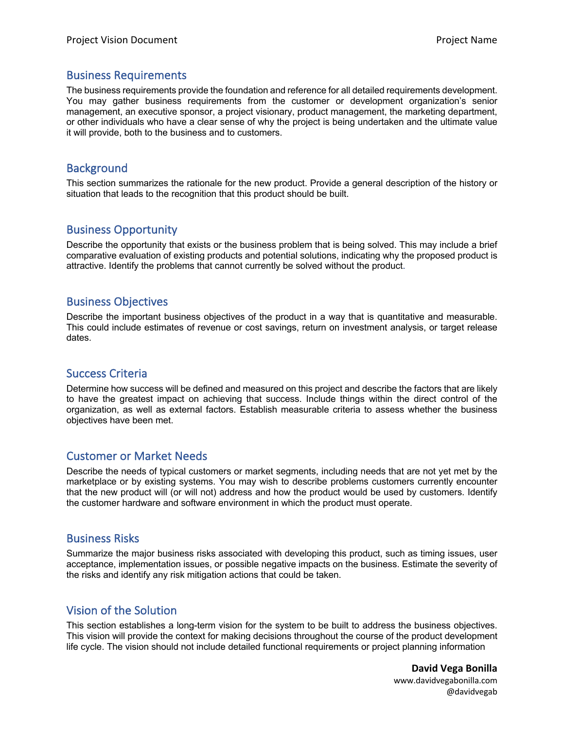## Business Requirements

The business requirements provide the foundation and reference for all detailed requirements development. You may gather business requirements from the customer or development organization's senior management, an executive sponsor, a project visionary, product management, the marketing department, or other individuals who have a clear sense of why the project is being undertaken and the ultimate value it will provide, both to the business and to customers.

## Background

This section summarizes the rationale for the new product. Provide a general description of the history or situation that leads to the recognition that this product should be built.

## Business Opportunity

Describe the opportunity that exists or the business problem that is being solved. This may include a brief comparative evaluation of existing products and potential solutions, indicating why the proposed product is attractive. Identify the problems that cannot currently be solved without the product.

## Business Objectives

Describe the important business objectives of the product in a way that is quantitative and measurable. This could include estimates of revenue or cost savings, return on investment analysis, or target release dates.

## Success Criteria

Determine how success will be defined and measured on this project and describe the factors that are likely to have the greatest impact on achieving that success. Include things within the direct control of the organization, as well as external factors. Establish measurable criteria to assess whether the business objectives have been met.

## Customer or Market Needs

Describe the needs of typical customers or market segments, including needs that are not yet met by the marketplace or by existing systems. You may wish to describe problems customers currently encounter that the new product will (or will not) address and how the product would be used by customers. Identify the customer hardware and software environment in which the product must operate.

## Business Risks

Summarize the major business risks associated with developing this product, such as timing issues, user acceptance, implementation issues, or possible negative impacts on the business. Estimate the severity of the risks and identify any risk mitigation actions that could be taken.

## Vision of the Solution

This section establishes a long-term vision for the system to be built to address the business objectives. This vision will provide the context for making decisions throughout the course of the product development life cycle. The vision should not include detailed functional requirements or project planning information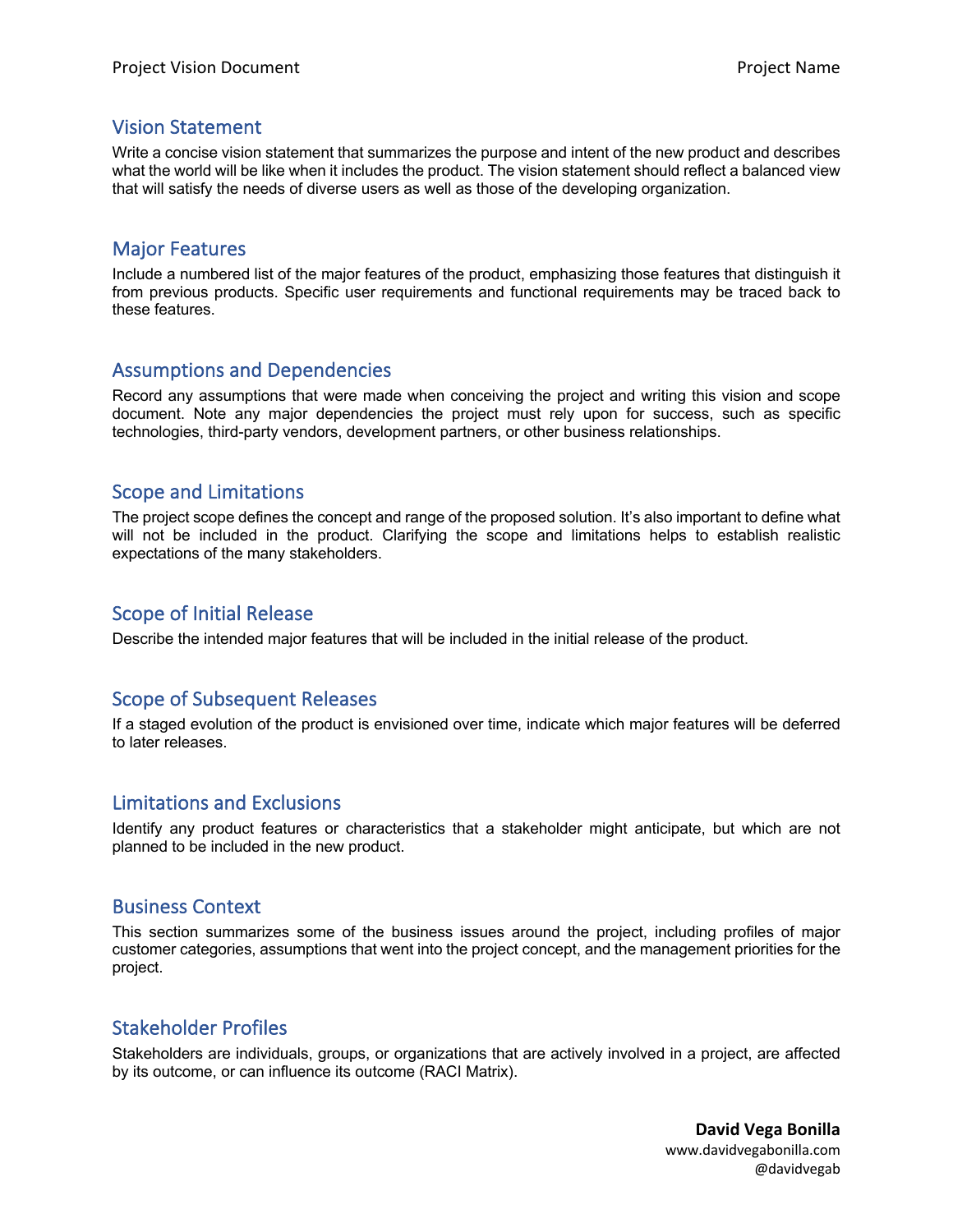## Vision Statement

Write a concise vision statement that summarizes the purpose and intent of the new product and describes what the world will be like when it includes the product. The vision statement should reflect a balanced view that will satisfy the needs of diverse users as well as those of the developing organization.

## Major Features

Include a numbered list of the major features of the product, emphasizing those features that distinguish it from previous products. Specific user requirements and functional requirements may be traced back to these features.

## Assumptions and Dependencies

Record any assumptions that were made when conceiving the project and writing this vision and scope document. Note any major dependencies the project must rely upon for success, such as specific technologies, third-party vendors, development partners, or other business relationships.

## Scope and Limitations

The project scope defines the concept and range of the proposed solution. It's also important to define what will not be included in the product. Clarifying the scope and limitations helps to establish realistic expectations of the many stakeholders.

## Scope of Initial Release

Describe the intended major features that will be included in the initial release of the product.

## Scope of Subsequent Releases

If a staged evolution of the product is envisioned over time, indicate which major features will be deferred to later releases.

## Limitations and Exclusions

Identify any product features or characteristics that a stakeholder might anticipate, but which are not planned to be included in the new product.

## Business Context

This section summarizes some of the business issues around the project, including profiles of major customer categories, assumptions that went into the project concept, and the management priorities for the project.

## Stakeholder Profiles

Stakeholders are individuals, groups, or organizations that are actively involved in a project, are affected by its outcome, or can influence its outcome (RACI Matrix).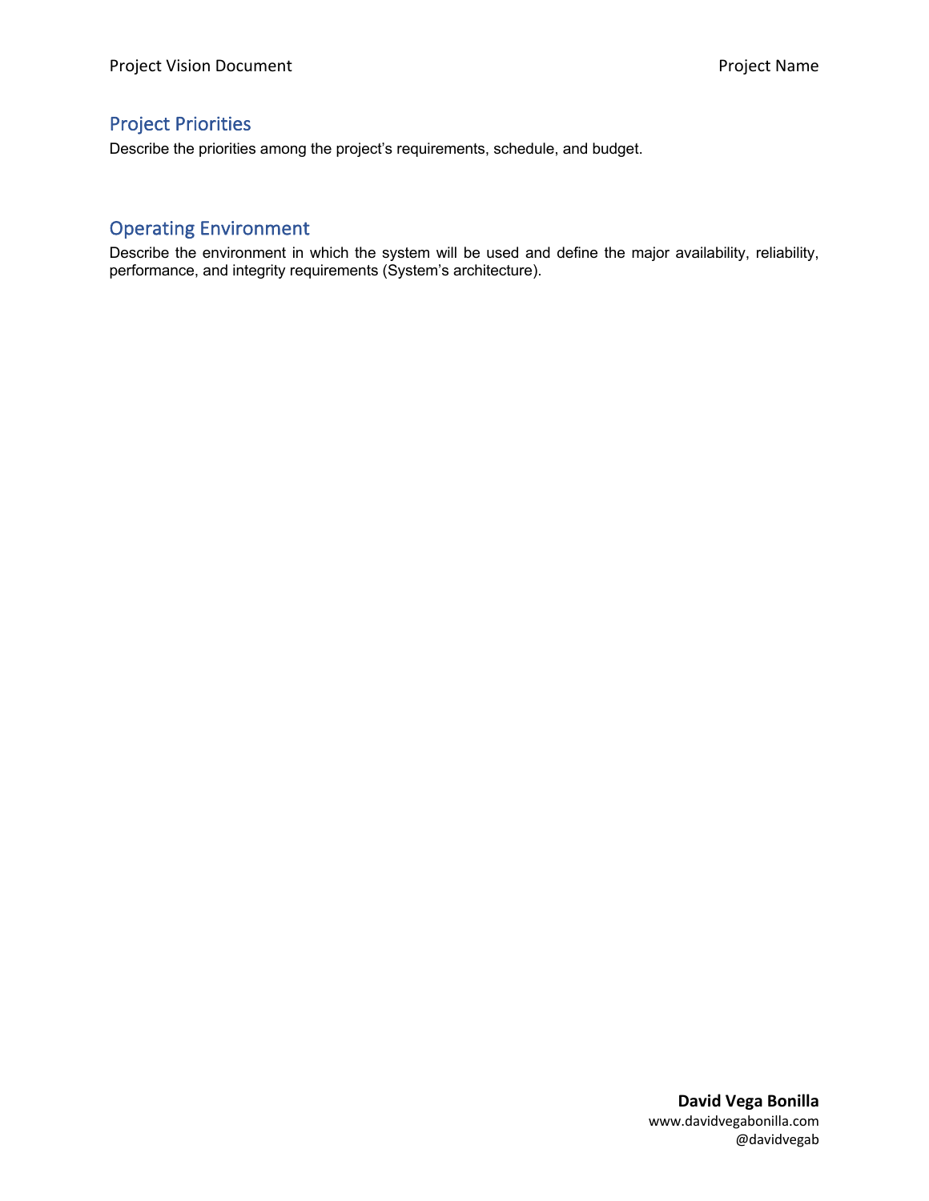## Project Priorities

Describe the priorities among the project's requirements, schedule, and budget.

## Operating Environment

Describe the environment in which the system will be used and define the major availability, reliability, performance, and integrity requirements (System's architecture).